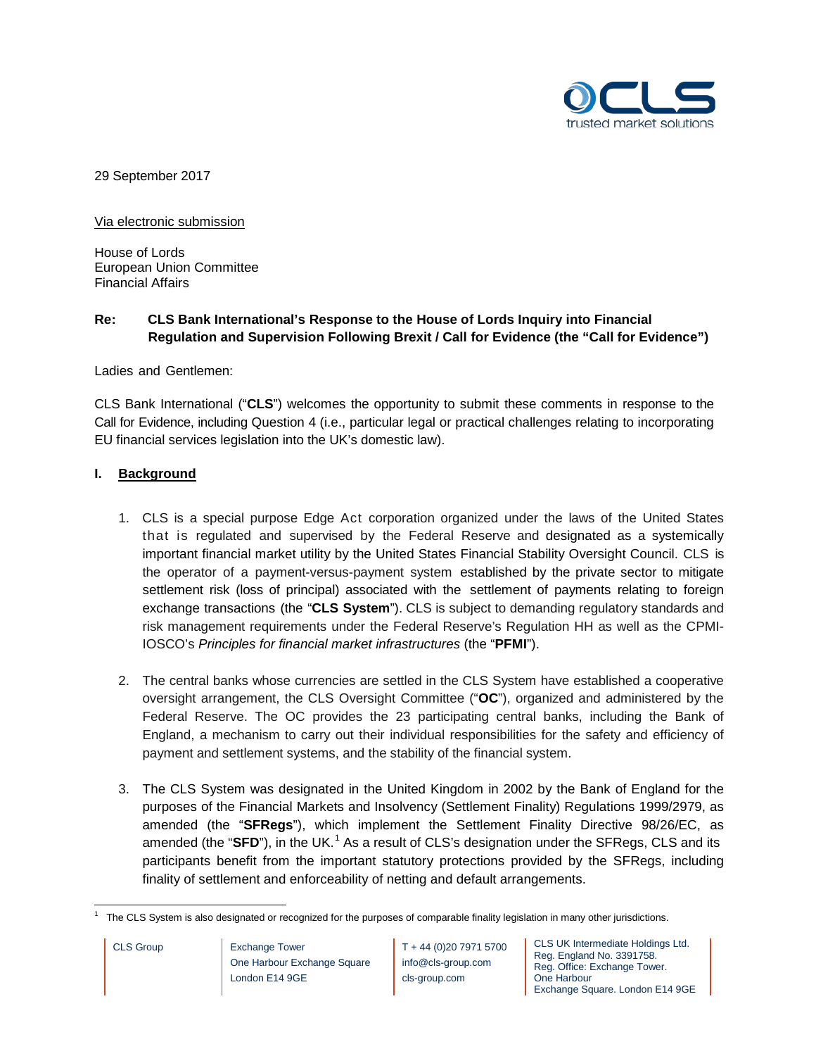29 September 2017

Via electronic submission

House of Lords
European Union Committee
Financial Affairs

**Re: CLS Bank International's Response to the House of Lords Inquiry into Financial Regulation and Supervision Following Brexit / Call for Evidence (the "Call for Evidence")**

Ladies and Gentlemen:

CLS Bank International ("**CLS**") welcomes the opportunity to submit these comments in response to the Call for Evidence, including Question 4 (i.e., particular legal or practical challenges relating to incorporating EU financial services legislation into the UK's domestic law).

## I. Background

1. CLS is a special purpose Edge Act corporation organized under the laws of the United States that is regulated and supervised by the Federal Reserve and designated as a systemically important financial market utility by the United States Financial Stability Oversight Council. CLS is the operator of a payment-versus-payment system established by the private sector to mitigate settlement risk (loss of principal) associated with the settlement of payments relating to foreign exchange transactions (the "**CLS System**"). CLS is subject to demanding regulatory standards and risk management requirements under the Federal Reserve's Regulation HH as well as the CPMI-IOSCO's *Principles for financial market infrastructures* (the "**PFMI**").

2. The central banks whose currencies are settled in the CLS System have established a cooperative oversight arrangement, the CLS Oversight Committee ("**OC**"), organized and administered by the Federal Reserve. The OC provides the 23 participating central banks, including the Bank of England, a mechanism to carry out their individual responsibilities for the safety and efficiency of payment and settlement systems, and the stability of the financial system.

3. The CLS System was designated in the United Kingdom in 2002 by the Bank of England for the purposes of the Financial Markets and Insolvency (Settlement Finality) Regulations 1999/2979, as amended (the "**SFRegs**"), which implement the Settlement Finality Directive 98/26/EC, as amended (the "**SFD**"), in the UK.[1] As a result of CLS's designation under the SFRegs, CLS and its participants benefit from the important statutory protections provided by the SFRegs, including finality of settlement and enforceability of netting and default arrangements.

[1] The CLS System is also designated or recognized for the purposes of comparable finality legislation in many other jurisdictions.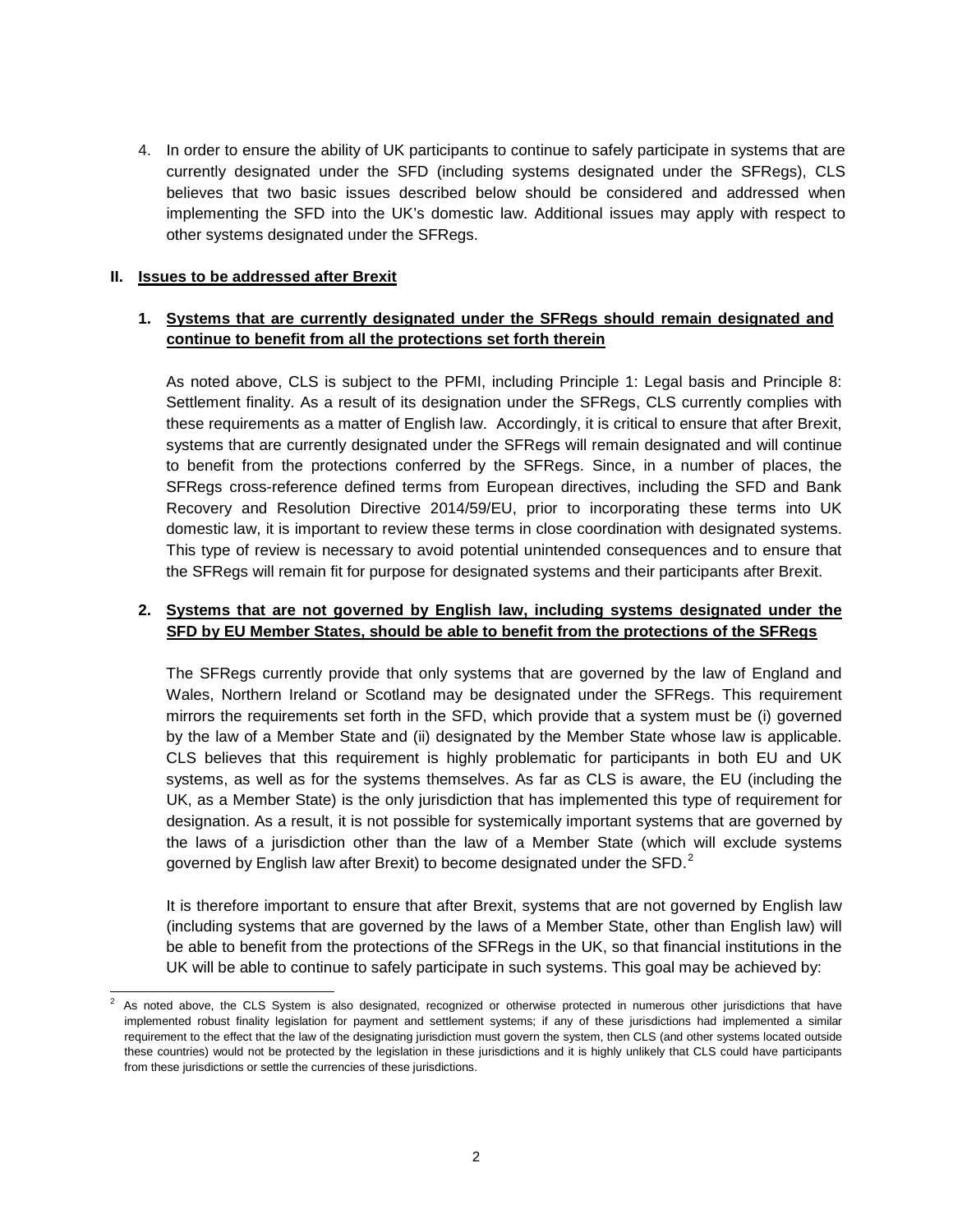4. In order to ensure the ability of UK participants to continue to safely participate in systems that are currently designated under the SFD (including systems designated under the SFRegs), CLS believes that two basic issues described below should be considered and addressed when implementing the SFD into the UK's domestic law. Additional issues may apply with respect to other systems designated under the SFRegs.

## II. Issues to be addressed after Brexit

### 1. Systems that are currently designated under the SFRegs should remain designated and continue to benefit from all the protections set forth therein

As noted above, CLS is subject to the PFMI, including Principle 1: Legal basis and Principle 8: Settlement finality. As a result of its designation under the SFRegs, CLS currently complies with these requirements as a matter of English law. Accordingly, it is critical to ensure that after Brexit, systems that are currently designated under the SFRegs will remain designated and will continue to benefit from the protections conferred by the SFRegs. Since, in a number of places, the SFRegs cross-reference defined terms from European directives, including the SFD and Bank Recovery and Resolution Directive 2014/59/EU, prior to incorporating these terms into UK domestic law, it is important to review these terms in close coordination with designated systems. This type of review is necessary to avoid potential unintended consequences and to ensure that the SFRegs will remain fit for purpose for designated systems and their participants after Brexit.

### 2. Systems that are not governed by English law, including systems designated under the SFD by EU Member States, should be able to benefit from the protections of the SFRegs

The SFRegs currently provide that only systems that are governed by the law of England and Wales, Northern Ireland or Scotland may be designated under the SFRegs. This requirement mirrors the requirements set forth in the SFD, which provide that a system must be (i) governed by the law of a Member State and (ii) designated by the Member State whose law is applicable. CLS believes that this requirement is highly problematic for participants in both EU and UK systems, as well as for the systems themselves. As far as CLS is aware, the EU (including the UK, as a Member State) is the only jurisdiction that has implemented this type of requirement for designation. As a result, it is not possible for systemically important systems that are governed by the laws of a jurisdiction other than the law of a Member State (which will exclude systems governed by English law after Brexit) to become designated under the SFD.[2]

It is therefore important to ensure that after Brexit, systems that are not governed by English law (including systems that are governed by the laws of a Member State, other than English law) will be able to benefit from the protections of the SFRegs in the UK, so that financial institutions in the UK will be able to continue to safely participate in such systems. This goal may be achieved by:

---

[2] As noted above, the CLS System is also designated, recognized or otherwise protected in numerous other jurisdictions that have implemented robust finality legislation for payment and settlement systems; if any of these jurisdictions had implemented a similar requirement to the effect that the law of the designating jurisdiction must govern the system, then CLS (and other systems located outside these countries) would not be protected by the legislation in these jurisdictions and it is highly unlikely that CLS could have participants from these jurisdictions or settle the currencies of these jurisdictions.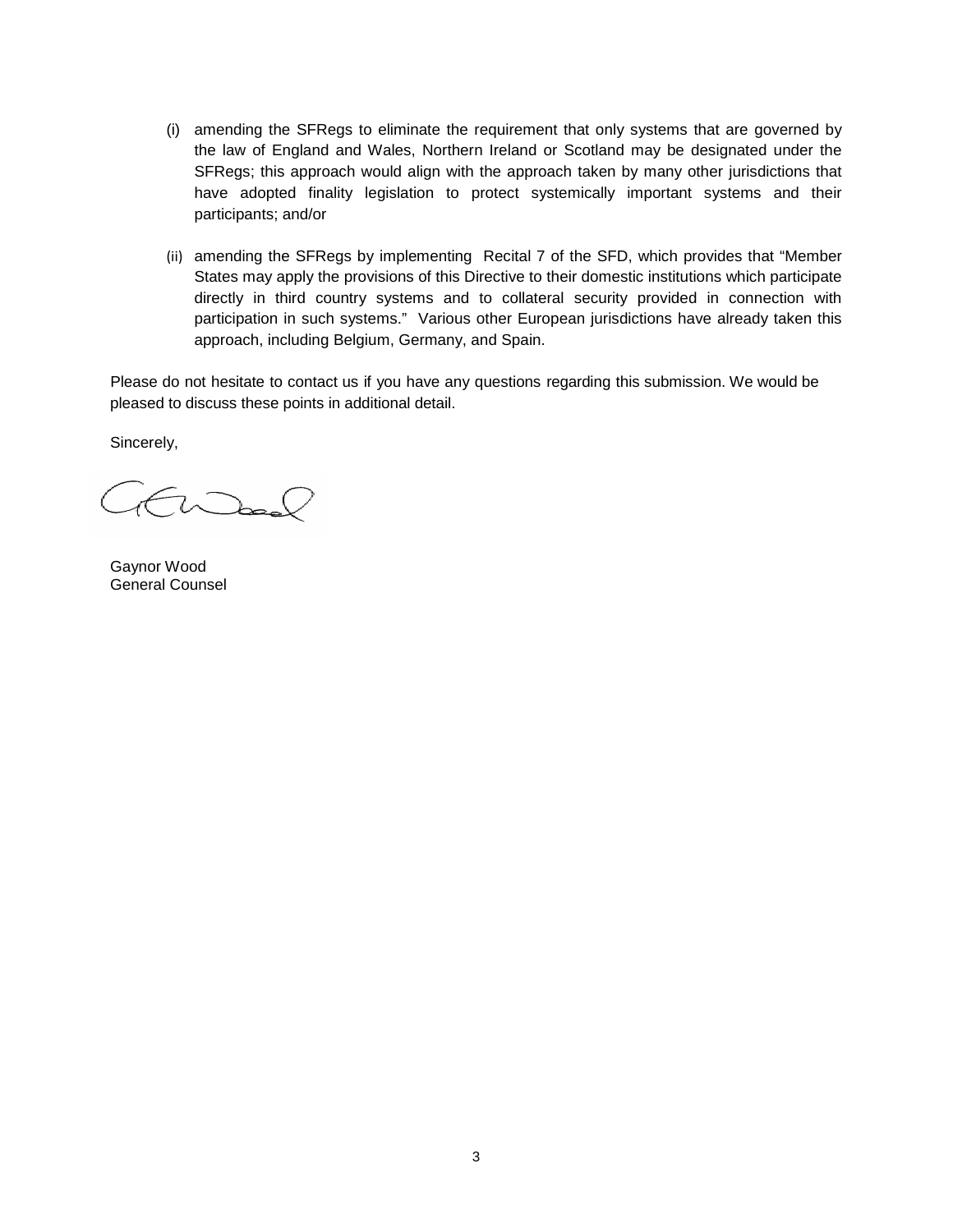(i) amending the SFRegs to eliminate the requirement that only systems that are governed by the law of England and Wales, Northern Ireland or Scotland may be designated under the SFRegs; this approach would align with the approach taken by many other jurisdictions that have adopted finality legislation to protect systemically important systems and their participants; and/or

(ii) amending the SFRegs by implementing Recital 7 of the SFD, which provides that "Member States may apply the provisions of this Directive to their domestic institutions which participate directly in third country systems and to collateral security provided in connection with participation in such systems." Various other European jurisdictions have already taken this approach, including Belgium, Germany, and Spain.

Please do not hesitate to contact us if you have any questions regarding this submission. We would be pleased to discuss these points in additional detail.

Sincerely,

Gaynor Wood
General Counsel